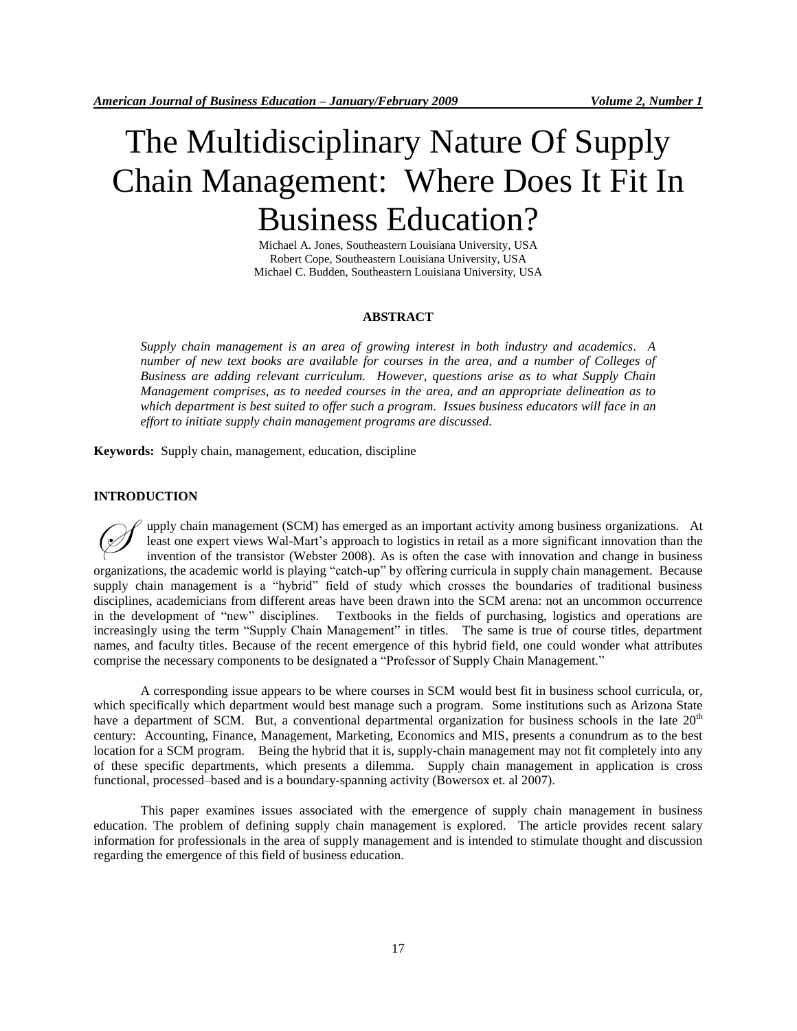# The Multidisciplinary Nature Of Supply Chain Management: Where Does It Fit In Business Education?

Michael A. Jones, Southeastern Louisiana University, USA
Robert Cope, Southeastern Louisiana University, USA
Michael C. Budden, Southeastern Louisiana University, USA

## ABSTRACT

*Supply chain management is an area of growing interest in both industry and academics. A number of new text books are available for courses in the area, and a number of Colleges of Business are adding relevant curriculum. However, questions arise as to what Supply Chain Management comprises, as to needed courses in the area, and an appropriate delineation as to which department is best suited to offer such a program. Issues business educators will face in an effort to initiate supply chain management programs are discussed.*

**Keywords:** Supply chain, management, education, discipline

## INTRODUCTION

Supply chain management (SCM) has emerged as an important activity among business organizations. At least one expert views Wal-Mart's approach to logistics in retail as a more significant innovation than the invention of the transistor (Webster 2008). As is often the case with innovation and change in business organizations, the academic world is playing "catch-up" by offering curricula in supply chain management. Because supply chain management is a "hybrid" field of study which crosses the boundaries of traditional business disciplines, academicians from different areas have been drawn into the SCM arena: not an uncommon occurrence in the development of "new" disciplines. Textbooks in the fields of purchasing, logistics and operations are increasingly using the term "Supply Chain Management" in titles. The same is true of course titles, department names, and faculty titles. Because of the recent emergence of this hybrid field, one could wonder what attributes comprise the necessary components to be designated a "Professor of Supply Chain Management."

A corresponding issue appears to be where courses in SCM would best fit in business school curricula, or, which specifically which department would best manage such a program. Some institutions such as Arizona State have a department of SCM. But, a conventional departmental organization for business schools in the late 20th century: Accounting, Finance, Management, Marketing, Economics and MIS, presents a conundrum as to the best location for a SCM program. Being the hybrid that it is, supply-chain management may not fit completely into any of these specific departments, which presents a dilemma. Supply chain management in application is cross functional, processed–based and is a boundary-spanning activity (Bowersox et. al 2007).

This paper examines issues associated with the emergence of supply chain management in business education. The problem of defining supply chain management is explored. The article provides recent salary information for professionals in the area of supply management and is intended to stimulate thought and discussion regarding the emergence of this field of business education.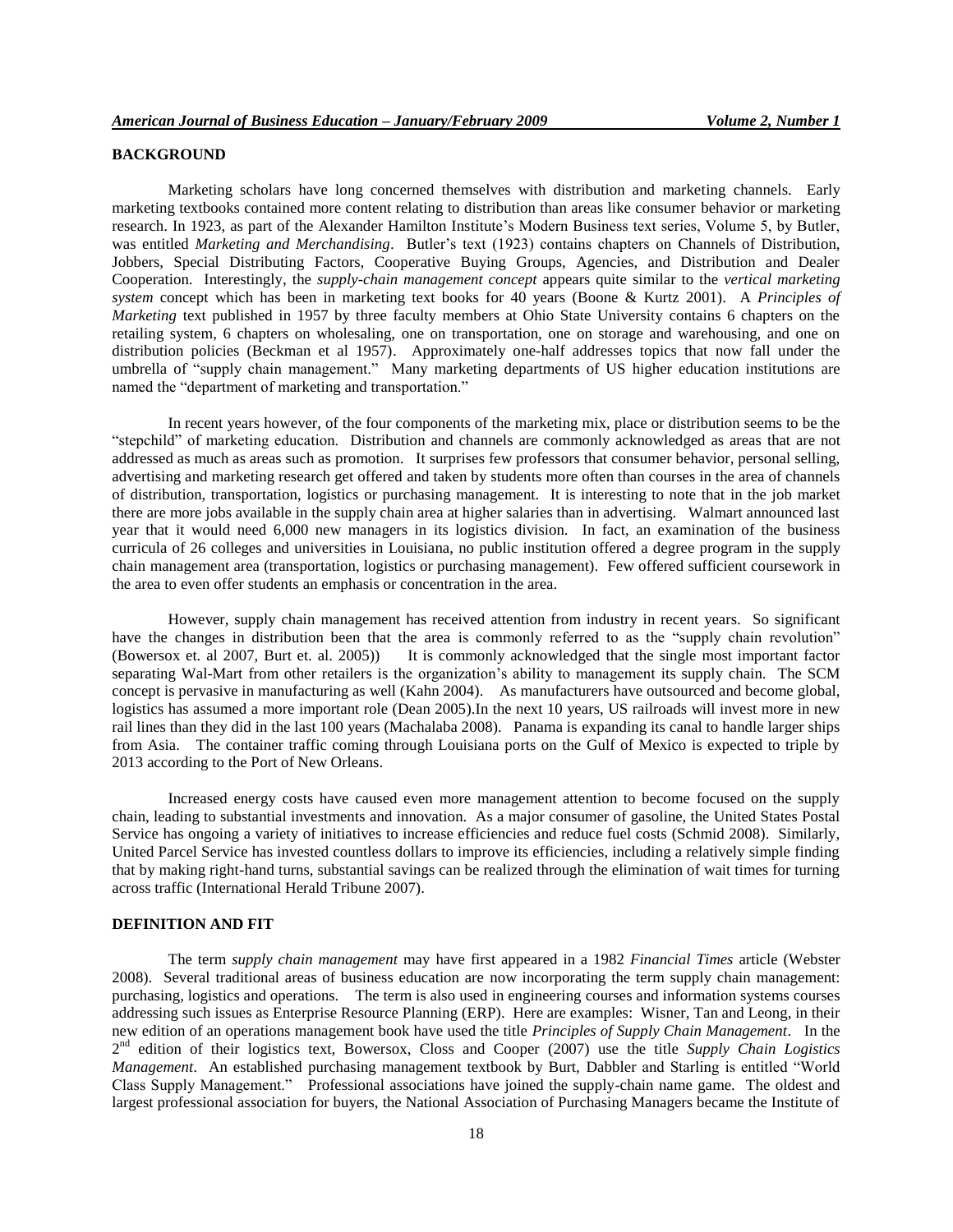## BACKGROUND

Marketing scholars have long concerned themselves with distribution and marketing channels. Early marketing textbooks contained more content relating to distribution than areas like consumer behavior or marketing research. In 1923, as part of the Alexander Hamilton Institute's Modern Business text series, Volume 5, by Butler, was entitled *Marketing and Merchandising*. Butler's text (1923) contains chapters on Channels of Distribution, Jobbers, Special Distributing Factors, Cooperative Buying Groups, Agencies, and Distribution and Dealer Cooperation. Interestingly, the *supply-chain management concept* appears quite similar to the *vertical marketing system* concept which has been in marketing text books for 40 years (Boone & Kurtz 2001). A *Principles of Marketing* text published in 1957 by three faculty members at Ohio State University contains 6 chapters on the retailing system, 6 chapters on wholesaling, one on transportation, one on storage and warehousing, and one on distribution policies (Beckman et al 1957). Approximately one-half addresses topics that now fall under the umbrella of "supply chain management." Many marketing departments of US higher education institutions are named the "department of marketing and transportation."

In recent years however, of the four components of the marketing mix, place or distribution seems to be the "stepchild" of marketing education. Distribution and channels are commonly acknowledged as areas that are not addressed as much as areas such as promotion. It surprises few professors that consumer behavior, personal selling, advertising and marketing research get offered and taken by students more often than courses in the area of channels of distribution, transportation, logistics or purchasing management. It is interesting to note that in the job market there are more jobs available in the supply chain area at higher salaries than in advertising. Walmart announced last year that it would need 6,000 new managers in its logistics division. In fact, an examination of the business curricula of 26 colleges and universities in Louisiana, no public institution offered a degree program in the supply chain management area (transportation, logistics or purchasing management). Few offered sufficient coursework in the area to even offer students an emphasis or concentration in the area.

However, supply chain management has received attention from industry in recent years. So significant have the changes in distribution been that the area is commonly referred to as the "supply chain revolution" (Bowersox et. al 2007, Burt et. al. 2005)) It is commonly acknowledged that the single most important factor separating Wal-Mart from other retailers is the organization's ability to management its supply chain. The SCM concept is pervasive in manufacturing as well (Kahn 2004). As manufacturers have outsourced and become global, logistics has assumed a more important role (Dean 2005).In the next 10 years, US railroads will invest more in new rail lines than they did in the last 100 years (Machalaba 2008). Panama is expanding its canal to handle larger ships from Asia. The container traffic coming through Louisiana ports on the Gulf of Mexico is expected to triple by 2013 according to the Port of New Orleans.

Increased energy costs have caused even more management attention to become focused on the supply chain, leading to substantial investments and innovation. As a major consumer of gasoline, the United States Postal Service has ongoing a variety of initiatives to increase efficiencies and reduce fuel costs (Schmid 2008). Similarly, United Parcel Service has invested countless dollars to improve its efficiencies, including a relatively simple finding that by making right-hand turns, substantial savings can be realized through the elimination of wait times for turning across traffic (International Herald Tribune 2007).

## DEFINITION AND FIT

The term *supply chain management* may have first appeared in a 1982 *Financial Times* article (Webster 2008). Several traditional areas of business education are now incorporating the term supply chain management: purchasing, logistics and operations. The term is also used in engineering courses and information systems courses addressing such issues as Enterprise Resource Planning (ERP). Here are examples: Wisner, Tan and Leong, in their new edition of an operations management book have used the title *Principles of Supply Chain Management*. In the 2nd edition of their logistics text, Bowersox, Closs and Cooper (2007) use the title *Supply Chain Logistics Management*. An established purchasing management textbook by Burt, Dabbler and Starling is entitled "World Class Supply Management." Professional associations have joined the supply-chain name game. The oldest and largest professional association for buyers, the National Association of Purchasing Managers became the Institute of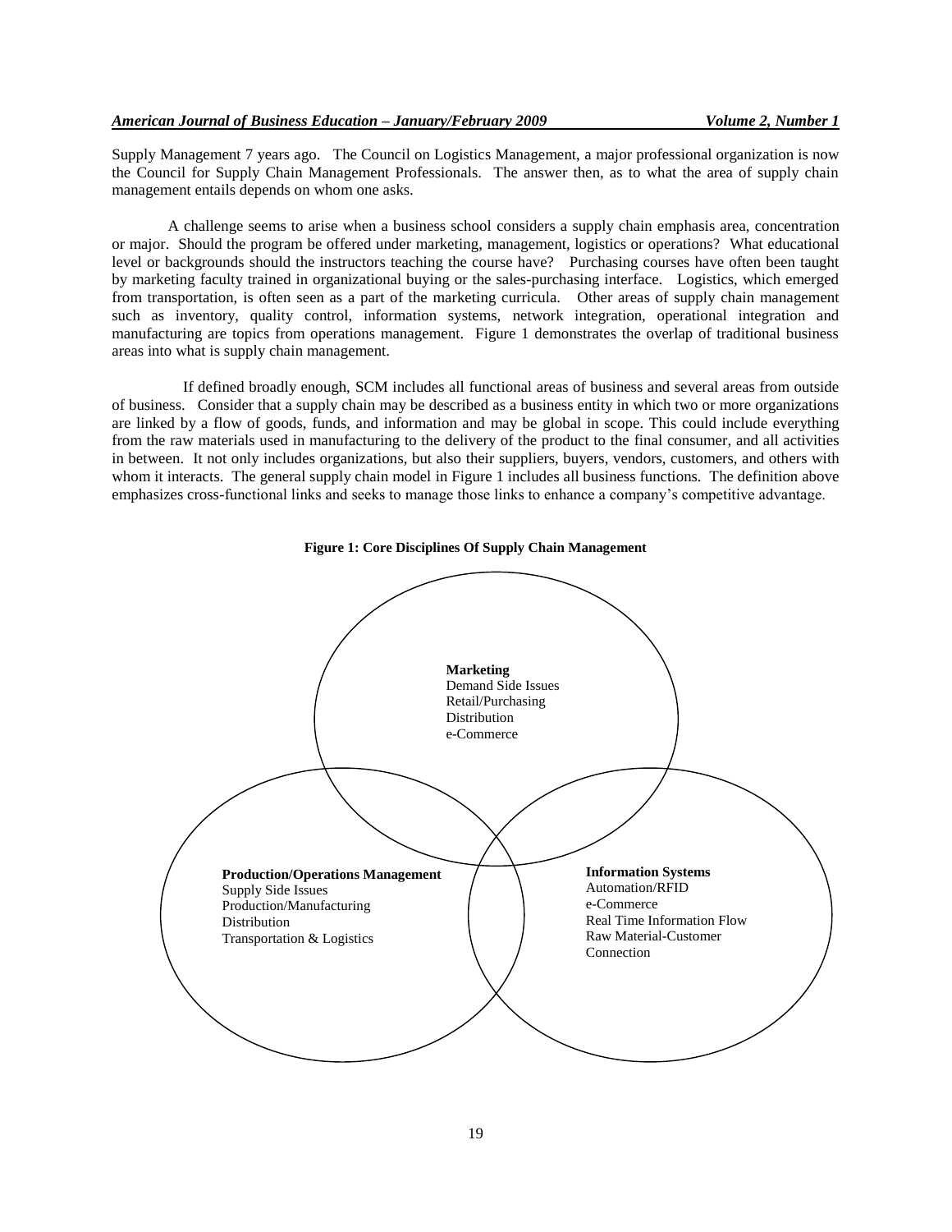Supply Management 7 years ago. The Council on Logistics Management, a major professional organization is now the Council for Supply Chain Management Professionals. The answer then, as to what the area of supply chain management entails depends on whom one asks.

A challenge seems to arise when a business school considers a supply chain emphasis area, concentration or major. Should the program be offered under marketing, management, logistics or operations? What educational level or backgrounds should the instructors teaching the course have? Purchasing courses have often been taught by marketing faculty trained in organizational buying or the sales-purchasing interface. Logistics, which emerged from transportation, is often seen as a part of the marketing curricula. Other areas of supply chain management such as inventory, quality control, information systems, network integration, operational integration and manufacturing are topics from operations management. Figure 1 demonstrates the overlap of traditional business areas into what is supply chain management.

If defined broadly enough, SCM includes all functional areas of business and several areas from outside of business. Consider that a supply chain may be described as a business entity in which two or more organizations are linked by a flow of goods, funds, and information and may be global in scope. This could include everything from the raw materials used in manufacturing to the delivery of the product to the final consumer, and all activities in between. It not only includes organizations, but also their suppliers, buyers, vendors, customers, and others with whom it interacts. The general supply chain model in Figure 1 includes all business functions. The definition above emphasizes cross-functional links and seeks to manage those links to enhance a company's competitive advantage.

**Figure 1: Core Disciplines Of Supply Chain Management**

**Marketing**
Demand Side Issues
Retail/Purchasing
Distribution
e-Commerce

**Production/Operations Management**
Supply Side Issues
Production/Manufacturing
Distribution
Transportation & Logistics

**Information Systems**
Automation/RFID
e-Commerce
Real Time Information Flow
Raw Material-Customer Connection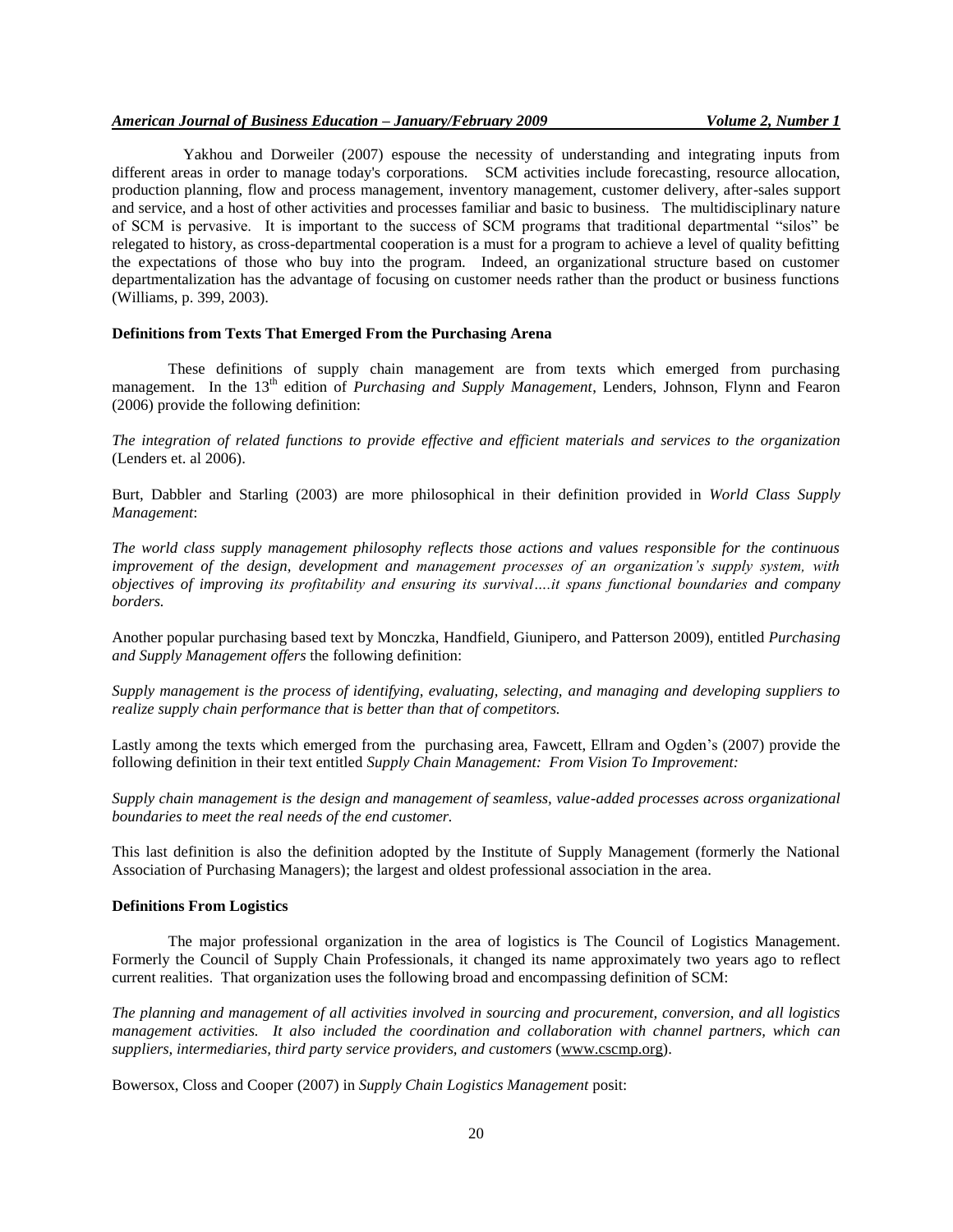Yakhou and Dorweiler (2007) espouse the necessity of understanding and integrating inputs from different areas in order to manage today's corporations. SCM activities include forecasting, resource allocation, production planning, flow and process management, inventory management, customer delivery, after-sales support and service, and a host of other activities and processes familiar and basic to business. The multidisciplinary nature of SCM is pervasive. It is important to the success of SCM programs that traditional departmental "silos" be relegated to history, as cross-departmental cooperation is a must for a program to achieve a level of quality befitting the expectations of those who buy into the program. Indeed, an organizational structure based on customer departmentalization has the advantage of focusing on customer needs rather than the product or business functions (Williams, p. 399, 2003).

**Definitions from Texts That Emerged From the Purchasing Arena**

These definitions of supply chain management are from texts which emerged from purchasing management. In the 13th edition of *Purchasing and Supply Management*, Lenders, Johnson, Flynn and Fearon (2006) provide the following definition:

*The integration of related functions to provide effective and efficient materials and services to the organization* (Lenders et. al 2006).

Burt, Dabbler and Starling (2003) are more philosophical in their definition provided in *World Class Supply Management*:

*The world class supply management philosophy reflects those actions and values responsible for the continuous improvement of the design, development and management processes of an organization's supply system, with objectives of improving its profitability and ensuring its survival….it spans functional boundaries and company borders.*

Another popular purchasing based text by Monczka, Handfield, Giunipero, and Patterson 2009), entitled *Purchasing and Supply Management offers* the following definition:

*Supply management is the process of identifying, evaluating, selecting, and managing and developing suppliers to realize supply chain performance that is better than that of competitors.*

Lastly among the texts which emerged from the purchasing area, Fawcett, Ellram and Ogden's (2007) provide the following definition in their text entitled *Supply Chain Management: From Vision To Improvement:*

*Supply chain management is the design and management of seamless, value-added processes across organizational boundaries to meet the real needs of the end customer.*

This last definition is also the definition adopted by the Institute of Supply Management (formerly the National Association of Purchasing Managers); the largest and oldest professional association in the area.

**Definitions From Logistics**

The major professional organization in the area of logistics is The Council of Logistics Management. Formerly the Council of Supply Chain Professionals, it changed its name approximately two years ago to reflect current realities. That organization uses the following broad and encompassing definition of SCM:

*The planning and management of all activities involved in sourcing and procurement, conversion, and all logistics management activities. It also included the coordination and collaboration with channel partners, which can suppliers, intermediaries, third party service providers, and customers* (www.cscmp.org).

Bowersox, Closs and Cooper (2007) in *Supply Chain Logistics Management* posit: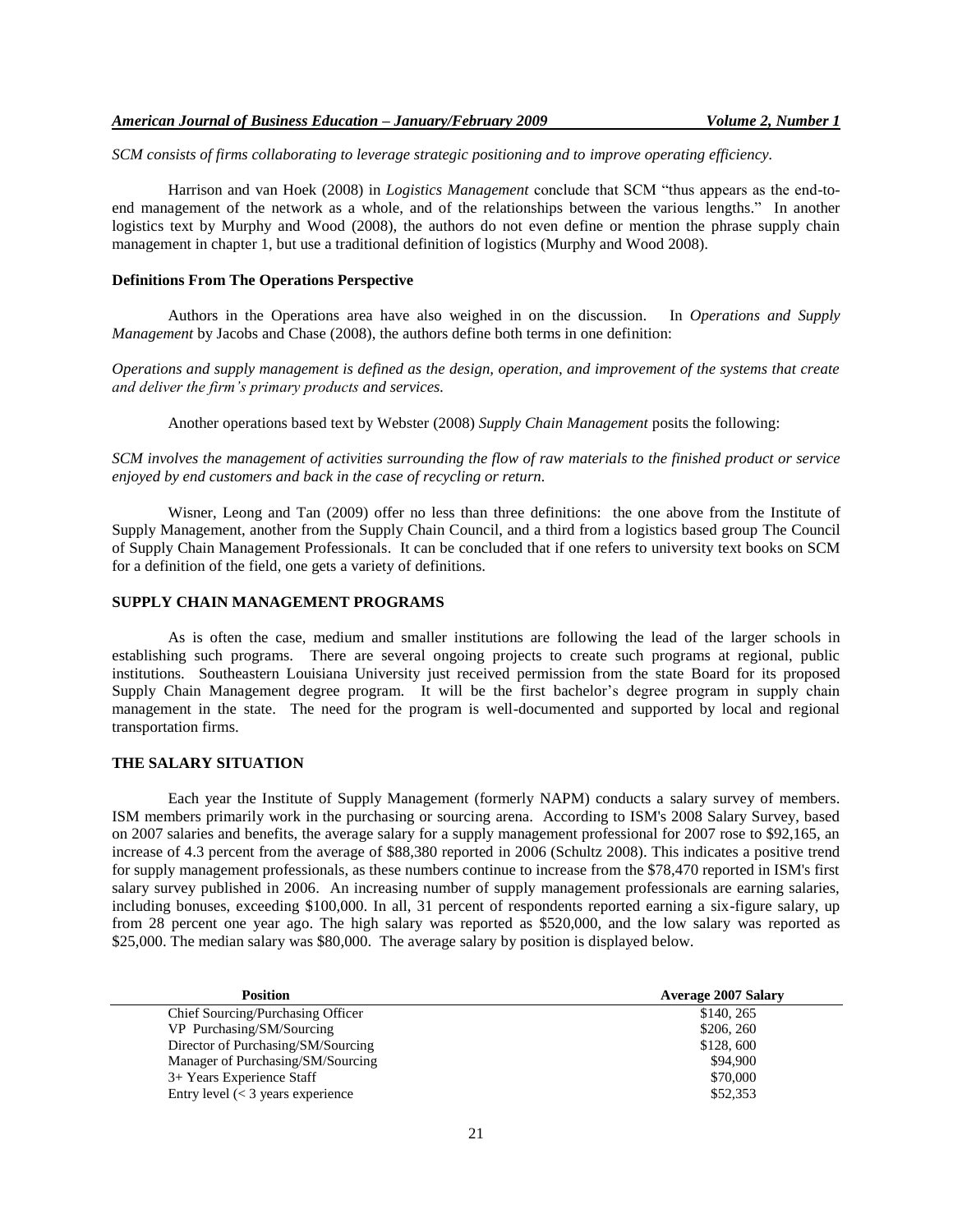*SCM consists of firms collaborating to leverage strategic positioning and to improve operating efficiency.*

Harrison and van Hoek (2008) in *Logistics Management* conclude that SCM "thus appears as the end-to-end management of the network as a whole, and of the relationships between the various lengths." In another logistics text by Murphy and Wood (2008), the authors do not even define or mention the phrase supply chain management in chapter 1, but use a traditional definition of logistics (Murphy and Wood 2008).

### Definitions From The Operations Perspective

Authors in the Operations area have also weighed in on the discussion. In *Operations and Supply Management* by Jacobs and Chase (2008), the authors define both terms in one definition:

*Operations and supply management is defined as the design, operation, and improvement of the systems that create and deliver the firm's primary products and services.*

Another operations based text by Webster (2008) *Supply Chain Management* posits the following:

*SCM involves the management of activities surrounding the flow of raw materials to the finished product or service enjoyed by end customers and back in the case of recycling or return.*

Wisner, Leong and Tan (2009) offer no less than three definitions: the one above from the Institute of Supply Management, another from the Supply Chain Council, and a third from a logistics based group The Council of Supply Chain Management Professionals. It can be concluded that if one refers to university text books on SCM for a definition of the field, one gets a variety of definitions.

## SUPPLY CHAIN MANAGEMENT PROGRAMS

As is often the case, medium and smaller institutions are following the lead of the larger schools in establishing such programs. There are several ongoing projects to create such programs at regional, public institutions. Southeastern Louisiana University just received permission from the state Board for its proposed Supply Chain Management degree program. It will be the first bachelor's degree program in supply chain management in the state. The need for the program is well-documented and supported by local and regional transportation firms.

## THE SALARY SITUATION

Each year the Institute of Supply Management (formerly NAPM) conducts a salary survey of members. ISM members primarily work in the purchasing or sourcing arena. According to ISM's 2008 Salary Survey, based on 2007 salaries and benefits, the average salary for a supply management professional for 2007 rose to $92,165, an increase of 4.3 percent from the average of $88,380 reported in 2006 (Schultz 2008). This indicates a positive trend for supply management professionals, as these numbers continue to increase from the $78,470 reported in ISM's first salary survey published in 2006. An increasing number of supply management professionals are earning salaries, including bonuses, exceeding $100,000. In all, 31 percent of respondents reported earning a six-figure salary, up from 28 percent one year ago. The high salary was reported as $520,000, and the low salary was reported as $25,000. The median salary was $80,000. The average salary by position is displayed below.

| Position | Average 2007 Salary |
|---|---|
| Chief Sourcing/Purchasing Officer | $140, 265 |
| VP Purchasing/SM/Sourcing | $206, 260 |
| Director of Purchasing/SM/Sourcing | $128, 600 |
| Manager of Purchasing/SM/Sourcing | $94,900 |
| 3+ Years Experience Staff | $70,000 |
| Entry level (< 3 years experience | $52,353 |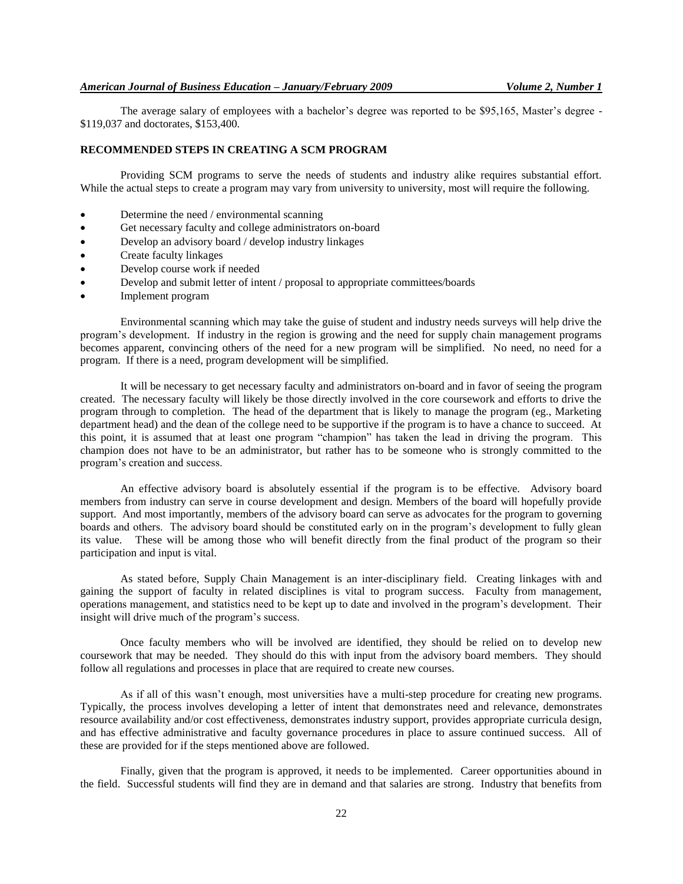The average salary of employees with a bachelor's degree was reported to be $95,165, Master's degree - $119,037 and doctorates, $153,400.

## RECOMMENDED STEPS IN CREATING A SCM PROGRAM

Providing SCM programs to serve the needs of students and industry alike requires substantial effort. While the actual steps to create a program may vary from university to university, most will require the following.

- Determine the need / environmental scanning
- Get necessary faculty and college administrators on-board
- Develop an advisory board / develop industry linkages
- Create faculty linkages
- Develop course work if needed
- Develop and submit letter of intent / proposal to appropriate committees/boards
- Implement program

Environmental scanning which may take the guise of student and industry needs surveys will help drive the program's development. If industry in the region is growing and the need for supply chain management programs becomes apparent, convincing others of the need for a new program will be simplified. No need, no need for a program. If there is a need, program development will be simplified.

It will be necessary to get necessary faculty and administrators on-board and in favor of seeing the program created. The necessary faculty will likely be those directly involved in the core coursework and efforts to drive the program through to completion. The head of the department that is likely to manage the program (eg., Marketing department head) and the dean of the college need to be supportive if the program is to have a chance to succeed. At this point, it is assumed that at least one program "champion" has taken the lead in driving the program. This champion does not have to be an administrator, but rather has to be someone who is strongly committed to the program's creation and success.

An effective advisory board is absolutely essential if the program is to be effective. Advisory board members from industry can serve in course development and design. Members of the board will hopefully provide support. And most importantly, members of the advisory board can serve as advocates for the program to governing boards and others. The advisory board should be constituted early on in the program's development to fully glean its value. These will be among those who will benefit directly from the final product of the program so their participation and input is vital.

As stated before, Supply Chain Management is an inter-disciplinary field. Creating linkages with and gaining the support of faculty in related disciplines is vital to program success. Faculty from management, operations management, and statistics need to be kept up to date and involved in the program's development. Their insight will drive much of the program's success.

Once faculty members who will be involved are identified, they should be relied on to develop new coursework that may be needed. They should do this with input from the advisory board members. They should follow all regulations and processes in place that are required to create new courses.

As if all of this wasn't enough, most universities have a multi-step procedure for creating new programs. Typically, the process involves developing a letter of intent that demonstrates need and relevance, demonstrates resource availability and/or cost effectiveness, demonstrates industry support, provides appropriate curricula design, and has effective administrative and faculty governance procedures in place to assure continued success. All of these are provided for if the steps mentioned above are followed.

Finally, given that the program is approved, it needs to be implemented. Career opportunities abound in the field. Successful students will find they are in demand and that salaries are strong. Industry that benefits from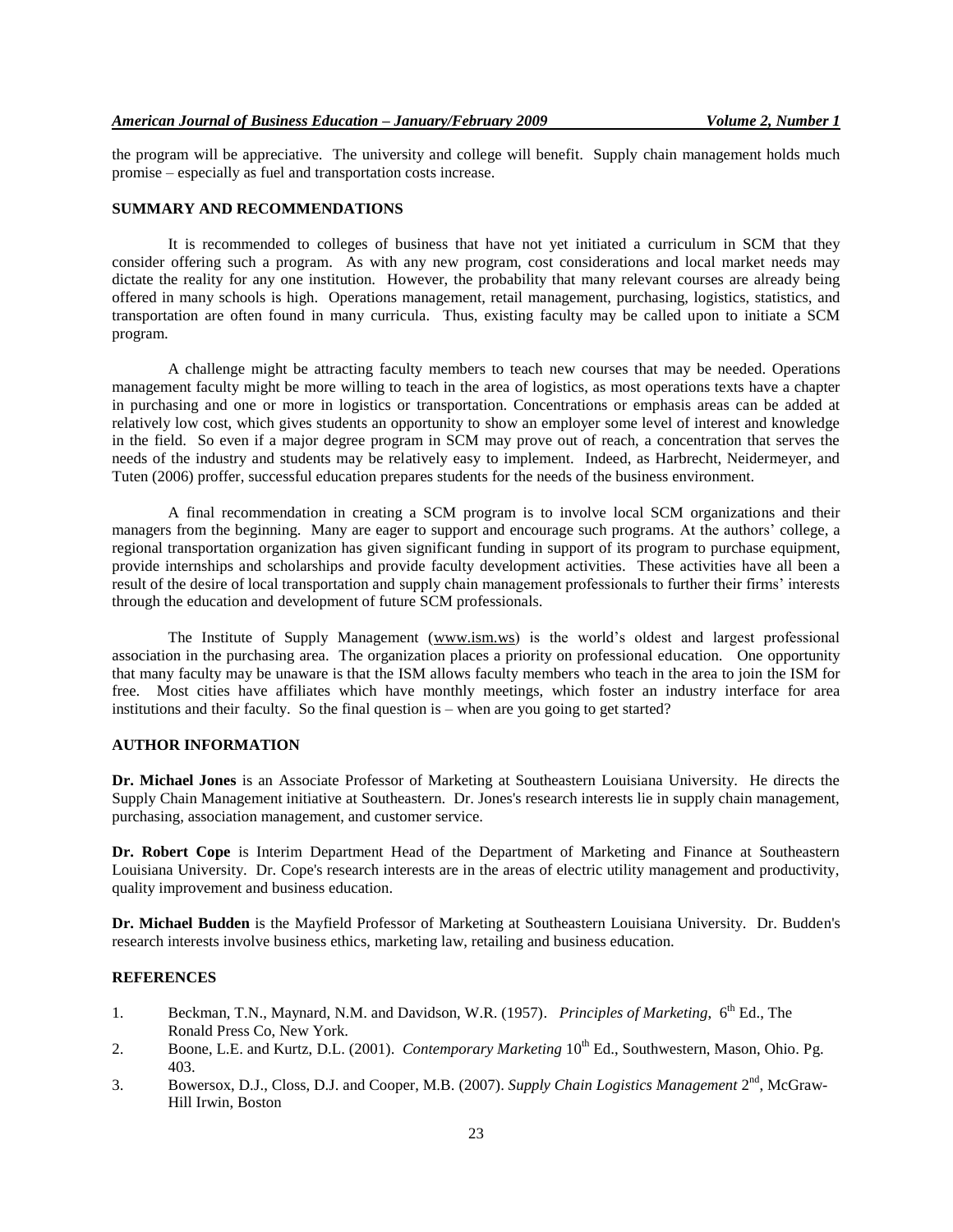the program will be appreciative. The university and college will benefit. Supply chain management holds much promise – especially as fuel and transportation costs increase.

## SUMMARY AND RECOMMENDATIONS

It is recommended to colleges of business that have not yet initiated a curriculum in SCM that they consider offering such a program. As with any new program, cost considerations and local market needs may dictate the reality for any one institution. However, the probability that many relevant courses are already being offered in many schools is high. Operations management, retail management, purchasing, logistics, statistics, and transportation are often found in many curricula. Thus, existing faculty may be called upon to initiate a SCM program.

A challenge might be attracting faculty members to teach new courses that may be needed. Operations management faculty might be more willing to teach in the area of logistics, as most operations texts have a chapter in purchasing and one or more in logistics or transportation. Concentrations or emphasis areas can be added at relatively low cost, which gives students an opportunity to show an employer some level of interest and knowledge in the field. So even if a major degree program in SCM may prove out of reach, a concentration that serves the needs of the industry and students may be relatively easy to implement. Indeed, as Harbrecht, Neidermeyer, and Tuten (2006) proffer, successful education prepares students for the needs of the business environment.

A final recommendation in creating a SCM program is to involve local SCM organizations and their managers from the beginning. Many are eager to support and encourage such programs. At the authors' college, a regional transportation organization has given significant funding in support of its program to purchase equipment, provide internships and scholarships and provide faculty development activities. These activities have all been a result of the desire of local transportation and supply chain management professionals to further their firms' interests through the education and development of future SCM professionals.

The Institute of Supply Management (www.ism.ws) is the world's oldest and largest professional association in the purchasing area. The organization places a priority on professional education. One opportunity that many faculty may be unaware is that the ISM allows faculty members who teach in the area to join the ISM for free. Most cities have affiliates which have monthly meetings, which foster an industry interface for area institutions and their faculty. So the final question is – when are you going to get started?

## AUTHOR INFORMATION

**Dr. Michael Jones** is an Associate Professor of Marketing at Southeastern Louisiana University. He directs the Supply Chain Management initiative at Southeastern. Dr. Jones's research interests lie in supply chain management, purchasing, association management, and customer service.

**Dr. Robert Cope** is Interim Department Head of the Department of Marketing and Finance at Southeastern Louisiana University. Dr. Cope's research interests are in the areas of electric utility management and productivity, quality improvement and business education.

**Dr. Michael Budden** is the Mayfield Professor of Marketing at Southeastern Louisiana University. Dr. Budden's research interests involve business ethics, marketing law, retailing and business education.

## REFERENCES

1. Beckman, T.N., Maynard, N.M. and Davidson, W.R. (1957). *Principles of Marketing*, 6th Ed., The Ronald Press Co, New York.
2. Boone, L.E. and Kurtz, D.L. (2001). *Contemporary Marketing* 10th Ed., Southwestern, Mason, Ohio. Pg. 403.
3. Bowersox, D.J., Closs, D.J. and Cooper, M.B. (2007). *Supply Chain Logistics Management* 2nd, McGraw-Hill Irwin, Boston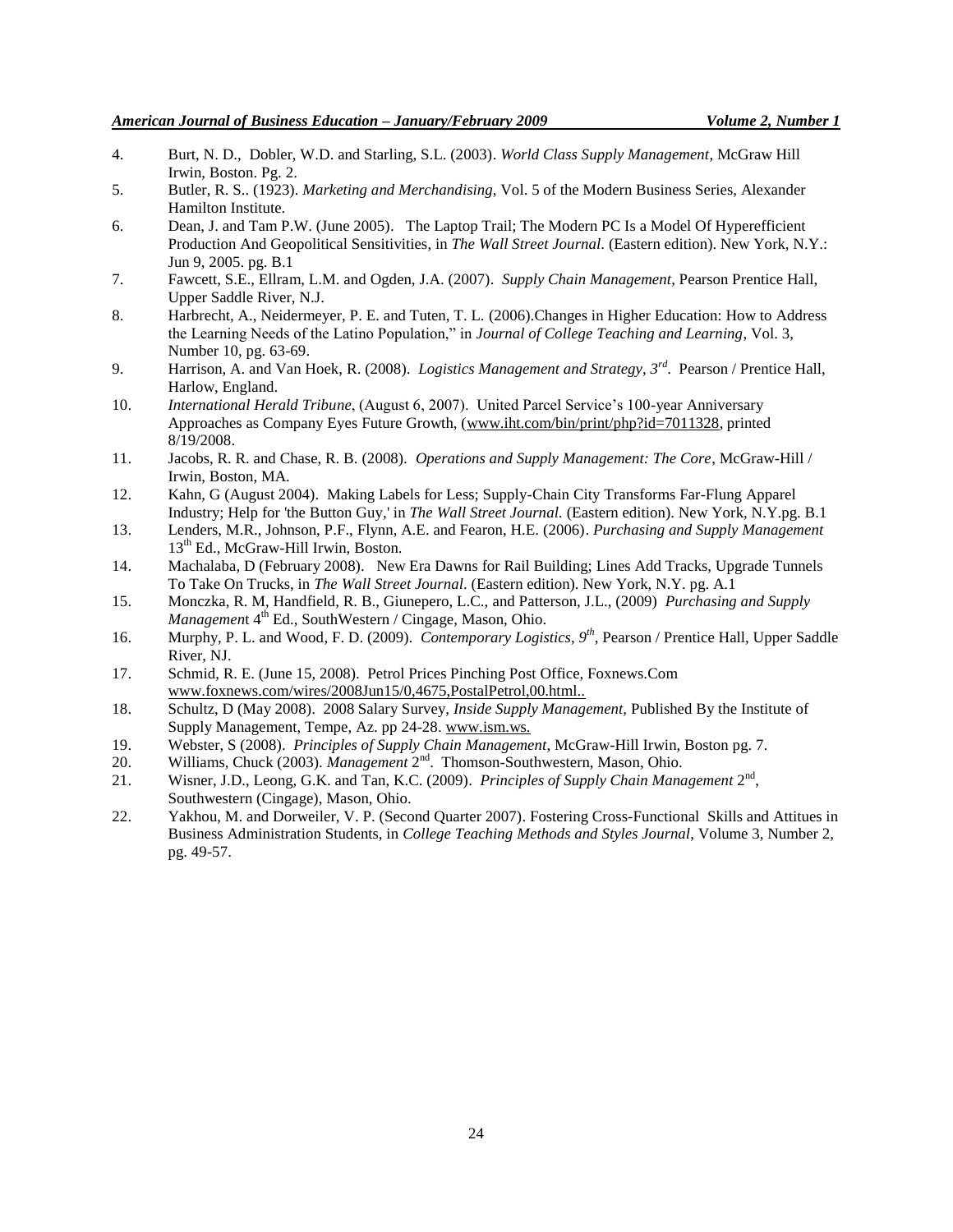4. Burt, N. D., Dobler, W.D. and Starling, S.L. (2003). *World Class Supply Management*, McGraw Hill Irwin, Boston. Pg. 2.
5. Butler, R. S.. (1923). *Marketing and Merchandising*, Vol. 5 of the Modern Business Series, Alexander Hamilton Institute.
6. Dean, J. and Tam P.W. (June 2005). The Laptop Trail; The Modern PC Is a Model Of Hyperefficient Production And Geopolitical Sensitivities, in *The Wall Street Journal*. (Eastern edition). New York, N.Y.: Jun 9, 2005. pg. B.1
7. Fawcett, S.E., Ellram, L.M. and Ogden, J.A. (2007). *Supply Chain Management*, Pearson Prentice Hall, Upper Saddle River, N.J.
8. Harbrecht, A., Neidermeyer, P. E. and Tuten, T. L. (2006).Changes in Higher Education: How to Address the Learning Needs of the Latino Population," in *Journal of College Teaching and Learning*, Vol. 3, Number 10, pg. 63-69.
9. Harrison, A. and Van Hoek, R. (2008). *Logistics Management and Strategy, 3rd*. Pearson / Prentice Hall, Harlow, England.
10. *International Herald Tribune*, (August 6, 2007). United Parcel Service's 100-year Anniversary Approaches as Company Eyes Future Growth, (www.iht.com/bin/print/php?id=7011328, printed 8/19/2008.
11. Jacobs, R. R. and Chase, R. B. (2008). *Operations and Supply Management: The Core*, McGraw-Hill / Irwin, Boston, MA.
12. Kahn, G (August 2004). Making Labels for Less; Supply-Chain City Transforms Far-Flung Apparel Industry; Help for 'the Button Guy,' in *The Wall Street Journal*. (Eastern edition). New York, N.Y.pg. B.1
13. Lenders, M.R., Johnson, P.F., Flynn, A.E. and Fearon, H.E. (2006). *Purchasing and Supply Management* 13th Ed., McGraw-Hill Irwin, Boston.
14. Machalaba, D (February 2008). New Era Dawns for Rail Building; Lines Add Tracks, Upgrade Tunnels To Take On Trucks, in *The Wall Street Journal*. (Eastern edition). New York, N.Y. pg. A.1
15. Monczka, R. M, Handfield, R. B., Giunepero, L.C., and Patterson, J.L., (2009) *Purchasing and Supply Management* 4th Ed., SouthWestern / Cingage, Mason, Ohio.
16. Murphy, P. L. and Wood, F. D. (2009). *Contemporary Logistics, 9th*, Pearson / Prentice Hall, Upper Saddle River, NJ.
17. Schmid, R. E. (June 15, 2008). Petrol Prices Pinching Post Office, Foxnews.Com www.foxnews.com/wires/2008Jun15/0,4675,PostalPetrol,00.html..
18. Schultz, D (May 2008). 2008 Salary Survey, *Inside Supply Management*, Published By the Institute of Supply Management, Tempe, Az. pp 24-28. www.ism.ws.
19. Webster, S (2008). *Principles of Supply Chain Management*, McGraw-Hill Irwin, Boston pg. 7.
20. Williams, Chuck (2003). *Management* 2nd. Thomson-Southwestern, Mason, Ohio.
21. Wisner, J.D., Leong, G.K. and Tan, K.C. (2009). *Principles of Supply Chain Management* 2nd, Southwestern (Cingage), Mason, Ohio.
22. Yakhou, M. and Dorweiler, V. P. (Second Quarter 2007). Fostering Cross-Functional Skills and Attitues in Business Administration Students, in *College Teaching Methods and Styles Journal*, Volume 3, Number 2, pg. 49-57.